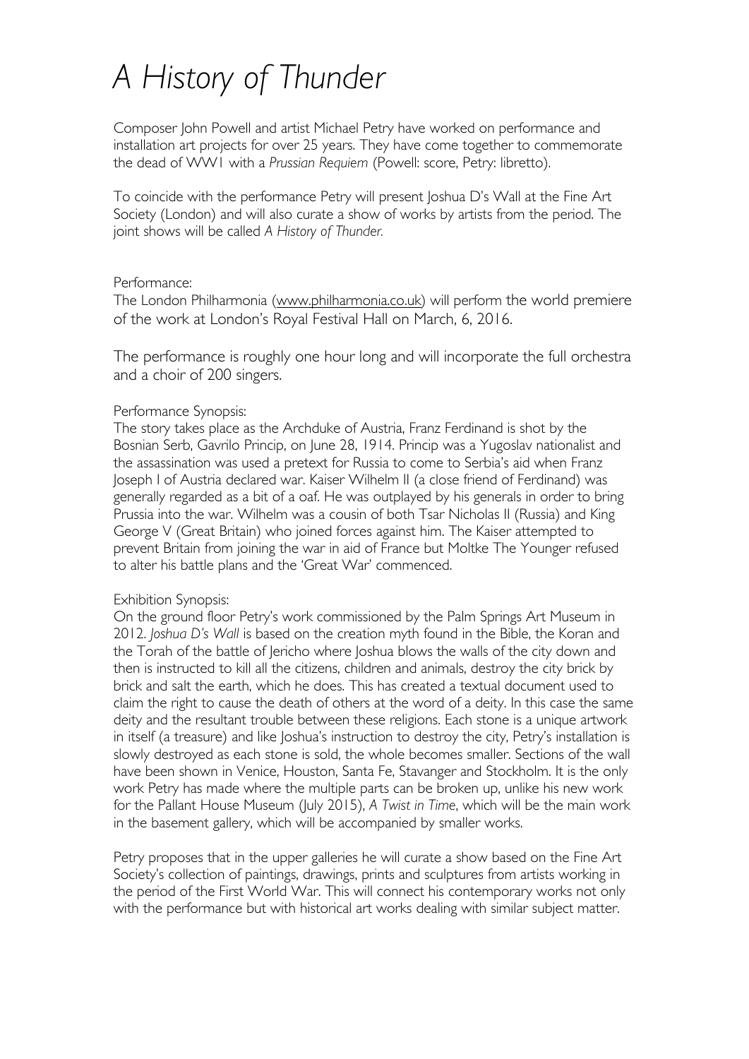# *A History of Thunder*

Composer John Powell and artist Michael Petry have worked on performance and installation art projects for over 25 years. They have come together to commemorate the dead of WW1 with a *Prussian Requiem* (Powell: score, Petry: libretto).

To coincide with the performance Petry will present Joshua D's Wall at the Fine Art Society (London) and will also curate a show of works by artists from the period. The joint shows will be called *A History of Thunder.*

Performance:
The London Philharmonia (www.philharmonia.co.uk) will perform the world premiere of the work at London's Royal Festival Hall on March, 6, 2016.

The performance is roughly one hour long and will incorporate the full orchestra and a choir of 200 singers.

Performance Synopsis:
The story takes place as the Archduke of Austria, Franz Ferdinand is shot by the Bosnian Serb, Gavrilo Princip, on June 28, 1914. Princip was a Yugoslav nationalist and the assassination was used a pretext for Russia to come to Serbia's aid when Franz Joseph I of Austria declared war. Kaiser Wilhelm II (a close friend of Ferdinand) was generally regarded as a bit of a oaf. He was outplayed by his generals in order to bring Prussia into the war. Wilhelm was a cousin of both Tsar Nicholas II (Russia) and King George V (Great Britain) who joined forces against him. The Kaiser attempted to prevent Britain from joining the war in aid of France but Moltke The Younger refused to alter his battle plans and the 'Great War' commenced.

Exhibition Synopsis:
On the ground floor Petry's work commissioned by the Palm Springs Art Museum in 2012. *Joshua D's Wall* is based on the creation myth found in the Bible, the Koran and the Torah of the battle of Jericho where Joshua blows the walls of the city down and then is instructed to kill all the citizens, children and animals, destroy the city brick by brick and salt the earth, which he does. This has created a textual document used to claim the right to cause the death of others at the word of a deity. In this case the same deity and the resultant trouble between these religions. Each stone is a unique artwork in itself (a treasure) and like Joshua's instruction to destroy the city, Petry's installation is slowly destroyed as each stone is sold, the whole becomes smaller. Sections of the wall have been shown in Venice, Houston, Santa Fe, Stavanger and Stockholm. It is the only work Petry has made where the multiple parts can be broken up, unlike his new work for the Pallant House Museum (July 2015), *A Twist in Time*, which will be the main work in the basement gallery, which will be accompanied by smaller works.

Petry proposes that in the upper galleries he will curate a show based on the Fine Art Society's collection of paintings, drawings, prints and sculptures from artists working in the period of the First World War. This will connect his contemporary works not only with the performance but with historical art works dealing with similar subject matter.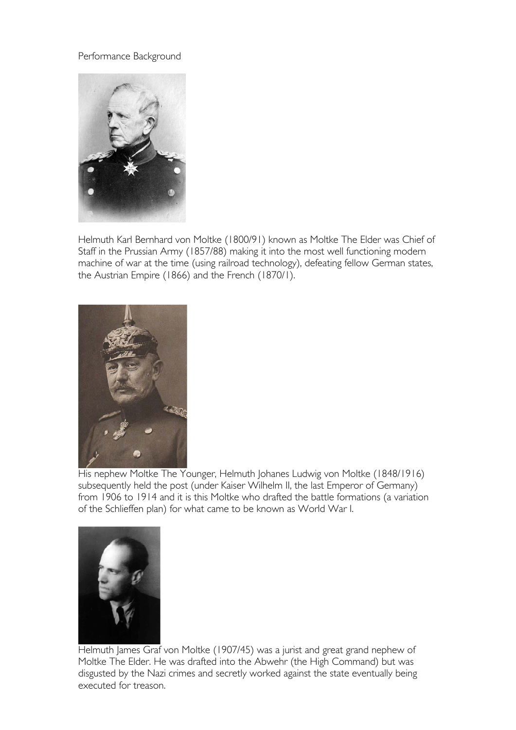Performance Background

Helmuth Karl Bernhard von Moltke (1800/91) known as Moltke The Elder was Chief of Staff in the Prussian Army (1857/88) making it into the most well functioning modern machine of war at the time (using railroad technology), defeating fellow German states, the Austrian Empire (1866) and the French (1870/1).

His nephew Moltke The Younger, Helmuth Johanes Ludwig von Moltke (1848/1916) subsequently held the post (under Kaiser Wilhelm II, the last Emperor of Germany) from 1906 to 1914 and it is this Moltke who drafted the battle formations (a variation of the Schlieffen plan) for what came to be known as World War I.

Helmuth James Graf von Moltke (1907/45) was a jurist and great grand nephew of Moltke The Elder. He was drafted into the Abwehr (the High Command) but was disgusted by the Nazi crimes and secretly worked against the state eventually being executed for treason.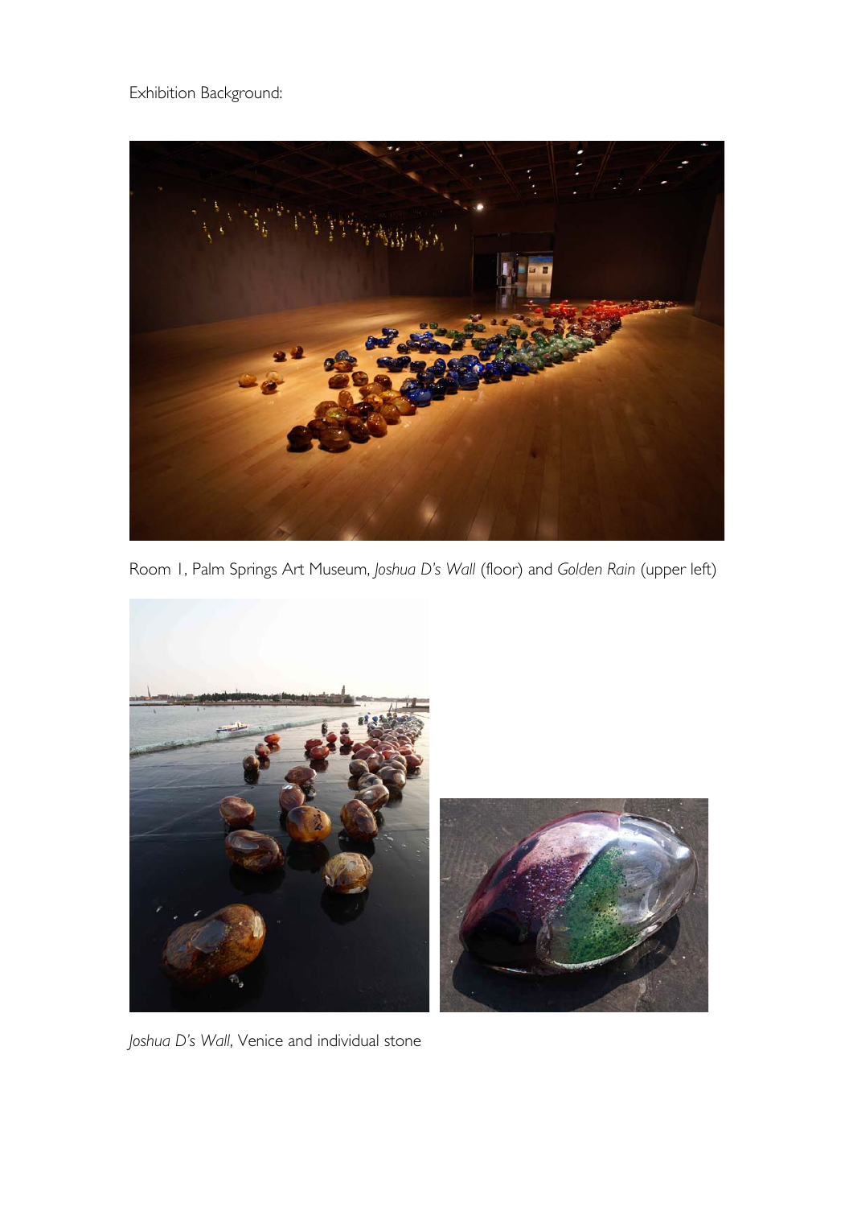Exhibition Background:

Room 1, Palm Springs Art Museum, *Joshua D's Wall* (floor) and *Golden Rain* (upper left)

*Joshua D's Wall*, Venice and individual stone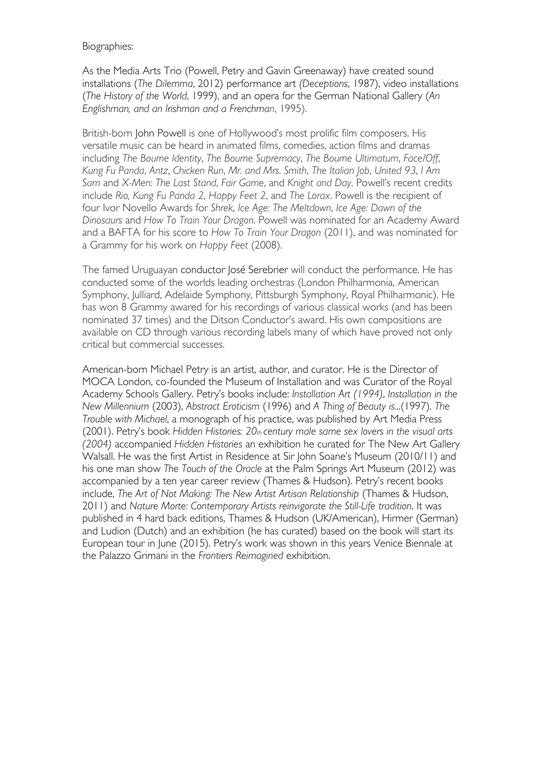Biographies:

As the Media Arts Trio (Powell, Petry and Gavin Greenaway) have created sound installations (*The Dilemma*, 2012) performance art *(Deceptions*, 1987), video installations (*The History of the World*, 1999), and an opera for the German National Gallery (*An Englishman, and an Irishman and a Frenchman*, 1995).

British-born John Powell is one of Hollywood's most prolific film composers. His versatile music can be heard in animated films, comedies, action films and dramas including *The Bourne Identity*, *The Bourne Supremacy*, *The Bourne Ultimatum*, *Face/Off*, *Kung Fu Panda*, *Antz*, *Chicken Run*, *Mr. and Mrs. Smith*, *The Italian Job*, *United 93*, *I Am Sam* and *X-Men: The Last Stand*, *Fair Game*, and *Knight and Day*. Powell's recent credits include *Rio, Kung Fu Panda 2*, *Happy Feet 2*, and *The Lorax*. Powell is the recipient of four Ivor Novello Awards for *Shrek*, *Ice Age: The Meltdown*, *Ice Age: Dawn of the Dinosaurs* and *How To Train Your Dragon*. Powell was nominated for an Academy Award and a BAFTA for his score to *How To Train Your Dragon* (2011), and was nominated for a Grammy for his work on *Happy Feet* (2008).

The famed Uruguayan conductor José Serebrier will conduct the performance. He has conducted some of the worlds leading orchestras (London Philharmonia, American Symphony, Julliard, Adelaide Symphony, Pittsburgh Symphony, Royal Philharmonic). He has won 8 Grammy awared for his recordings of various classical works (and has been nominated 37 times) and the Ditson Conductor's award. His own compositions are available on CD through various recording labels many of which have proved not only critical but commercial successes.

American-born Michael Petry is an artist, author, and curator. He is the Director of MOCA London, co-founded the Museum of Installation and was Curator of the Royal Academy Schools Gallery. Petry's books include: *Installation Art (1994)*, *Installation in the New Millennium* (2003), *Abstract Eroticism* (1996) and *A Thing of Beauty is...*(1997). *The Trouble with Michael*, a monograph of his practice, was published by Art Media Press (2001). Petry's book *Hidden Histories: 20th century male same sex lovers in the visual arts (2004)* accompanied *Hidden Histories* an exhibition he curated for The New Art Gallery Walsall. He was the first Artist in Residence at Sir John Soane's Museum (2010/11) and his one man show *The Touch of the Oracle* at the Palm Springs Art Museum (2012) was accompanied by a ten year career review (Thames & Hudson). Petry's recent books include, *The Art of Not Making: The New Artist Artisan Relationship* (Thames & Hudson, 2011) and *Nature Morte: Contemporary Artists reinvigorate the Still-Life tradition*. It was published in 4 hard back editions, Thames & Hudson (UK/American), Hirmer (German) and Ludion (Dutch) and an exhibition (he has curated) based on the book will start its European tour in June (2015). Petry's work was shown in this years Venice Biennale at the Palazzo Grimani in the *Frontiers Reimagined* exhibition.